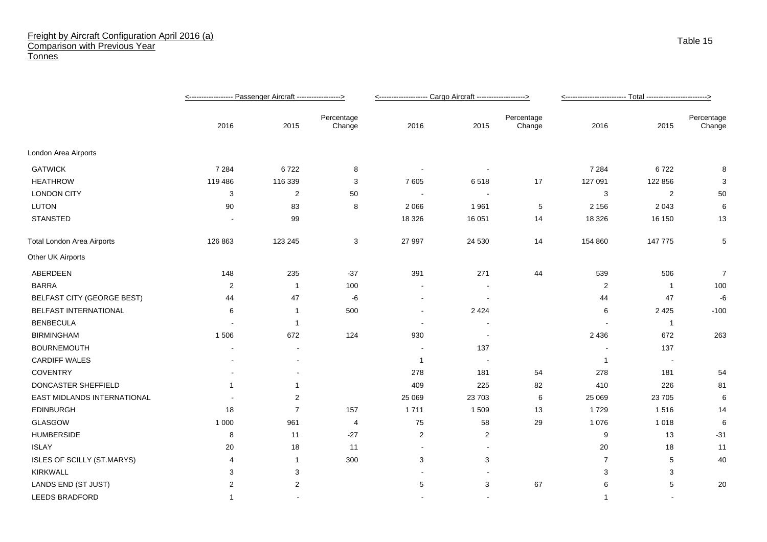# Freight by Aircraft Configuration April 2016 (a)
## Comparison with Previous Year
## Tonnes

Table 15

| | Passenger Aircraft | | | Cargo Aircraft | | | Total | | |
|---|---|---|---|---|---|---|---|---|---|
| | 2016 | 2015 | Percentage Change | 2016 | 2015 | Percentage Change | 2016 | 2015 | Percentage Change |
| London Area Airports | | | | | | | | | |
| GATWICK | 7 284 | 6 722 | 8 | - | - | | 7 284 | 6 722 | 8 |
| HEATHROW | 119 486 | 116 339 | 3 | 7 605 | 6 518 | 17 | 127 091 | 122 856 | 3 |
| LONDON CITY | 3 | 2 | 50 | - | - | | 3 | 2 | 50 |
| LUTON | 90 | 83 | 8 | 2 066 | 1 961 | 5 | 2 156 | 2 043 | 6 |
| STANSTED | - | 99 | | 18 326 | 16 051 | 14 | 18 326 | 16 150 | 13 |
| Total London Area Airports | 126 863 | 123 245 | 3 | 27 997 | 24 530 | 14 | 154 860 | 147 775 | 5 |
| Other UK Airports | | | | | | | | | |
| ABERDEEN | 148 | 235 | -37 | 391 | 271 | 44 | 539 | 506 | 7 |
| BARRA | 2 | 1 | 100 | - | - | | 2 | 1 | 100 |
| BELFAST CITY (GEORGE BEST) | 44 | 47 | -6 | - | - | | 44 | 47 | -6 |
| BELFAST INTERNATIONAL | 6 | 1 | 500 | - | 2 424 | | 6 | 2 425 | -100 |
| BENBECULA | - | 1 | | - | - | | - | 1 | |
| BIRMINGHAM | 1 506 | 672 | 124 | 930 | - | | 2 436 | 672 | 263 |
| BOURNEMOUTH | - | - | | - | 137 | | - | 137 | |
| CARDIFF WALES | - | - | | 1 | - | | 1 | - | |
| COVENTRY | - | - | | 278 | 181 | 54 | 278 | 181 | 54 |
| DONCASTER SHEFFIELD | 1 | 1 | | 409 | 225 | 82 | 410 | 226 | 81 |
| EAST MIDLANDS INTERNATIONAL | - | 2 | | 25 069 | 23 703 | 6 | 25 069 | 23 705 | 6 |
| EDINBURGH | 18 | 7 | 157 | 1 711 | 1 509 | 13 | 1 729 | 1 516 | 14 |
| GLASGOW | 1 000 | 961 | 4 | 75 | 58 | 29 | 1 076 | 1 018 | 6 |
| HUMBERSIDE | 8 | 11 | -27 | 2 | 2 | | 9 | 13 | -31 |
| ISLAY | 20 | 18 | 11 | - | - | | 20 | 18 | 11 |
| ISLES OF SCILLY (ST.MARYS) | 4 | 1 | 300 | 3 | 3 | | 7 | 5 | 40 |
| KIRKWALL | 3 | 3 | | - | - | | 3 | 3 | |
| LANDS END (ST JUST) | 2 | 2 | | 5 | 3 | 67 | 6 | 5 | 20 |
| LEEDS BRADFORD | 1 | - | | - | - | | 1 | - | |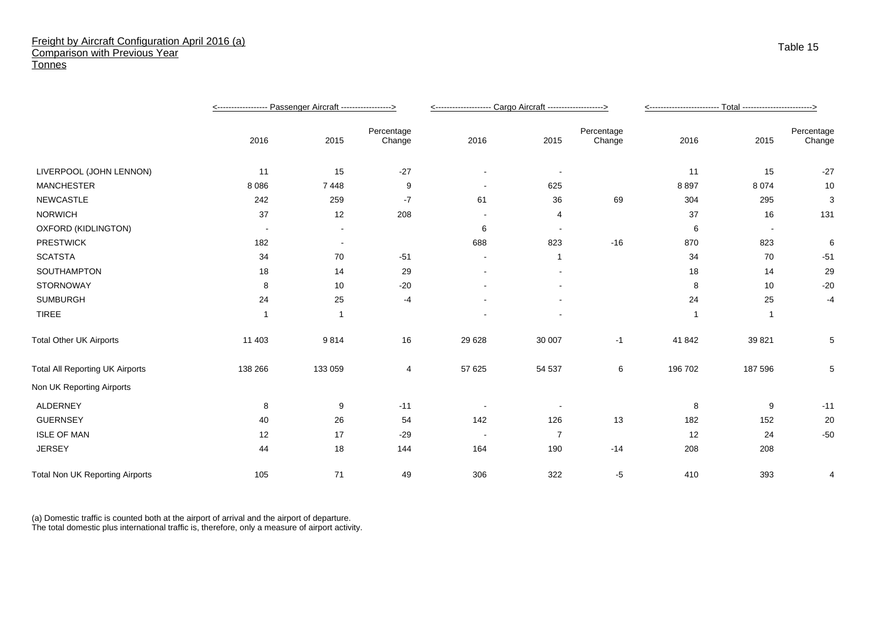Freight by Aircraft Configuration April 2016 (a)
Comparison with Previous Year
Tonnes

Table 15

| | Passenger Aircraft | | | Cargo Aircraft | | | Total | | |
|---|---|---|---|---|---|---|---|---|---|
| | 2016 | 2015 | Percentage Change | 2016 | 2015 | Percentage Change | 2016 | 2015 | Percentage Change |
| LIVERPOOL (JOHN LENNON) | 11 | 15 | -27 | - | - | | 11 | 15 | -27 |
| MANCHESTER | 8 086 | 7 448 | 9 | - | 625 | | 8 897 | 8 074 | 10 |
| NEWCASTLE | 242 | 259 | -7 | 61 | 36 | 69 | 304 | 295 | 3 |
| NORWICH | 37 | 12 | 208 | - | 4 | | 37 | 16 | 131 |
| OXFORD (KIDLINGTON) | - | - | | 6 | - | | 6 | - | |
| PRESTWICK | 182 | - | | 688 | 823 | -16 | 870 | 823 | 6 |
| SCATSTA | 34 | 70 | -51 | - | 1 | | 34 | 70 | -51 |
| SOUTHAMPTON | 18 | 14 | 29 | - | - | | 18 | 14 | 29 |
| STORNOWAY | 8 | 10 | -20 | - | - | | 8 | 10 | -20 |
| SUMBURGH | 24 | 25 | -4 | - | - | | 24 | 25 | -4 |
| TIREE | 1 | 1 | | - | - | | 1 | 1 | |
| Total Other UK Airports | 11 403 | 9 814 | 16 | 29 628 | 30 007 | -1 | 41 842 | 39 821 | 5 |
| Total All Reporting UK Airports | 138 266 | 133 059 | 4 | 57 625 | 54 537 | 6 | 196 702 | 187 596 | 5 |
| Non UK Reporting Airports | | | | | | | | | |
| ALDERNEY | 8 | 9 | -11 | - | - | | 8 | 9 | -11 |
| GUERNSEY | 40 | 26 | 54 | 142 | 126 | 13 | 182 | 152 | 20 |
| ISLE OF MAN | 12 | 17 | -29 | - | 7 | | 12 | 24 | -50 |
| JERSEY | 44 | 18 | 144 | 164 | 190 | -14 | 208 | 208 | |
| Total Non UK Reporting Airports | 105 | 71 | 49 | 306 | 322 | -5 | 410 | 393 | 4 |

(a) Domestic traffic is counted both at the airport of arrival and the airport of departure.
The total domestic plus international traffic is, therefore, only a measure of airport activity.